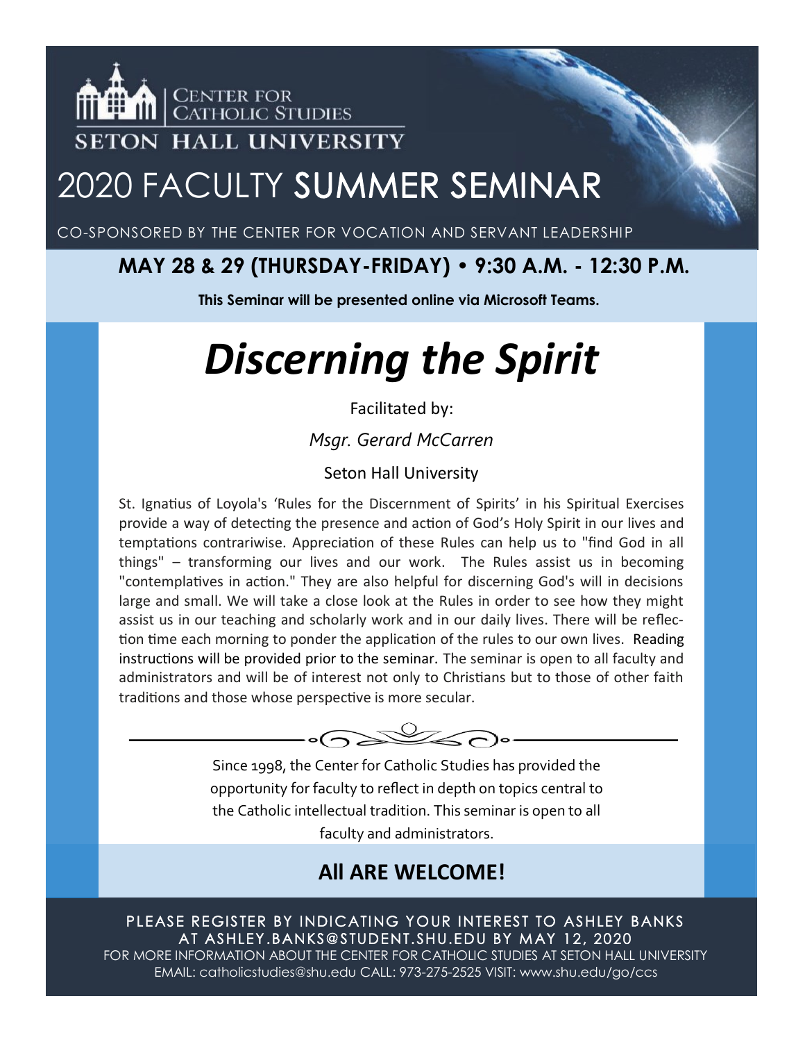CENTER FOR CATHOLIC STUDIES

SETON HALL UNIVERSITY

# 2020 FACULTY SUMMER SEMINAR

CO-SPONSORED BY THE CENTER FOR VOCATION AND SERVANT LEADERSHIP

## MAY 28 & 29 (THURSDAY-FRIDAY) • 9:30 A.M. - 12:30 P.M.

**This Seminar will be presented online via Microsoft Teams.**

# *Discerning the Spirit*

Facilitated by:

*Msgr. Gerard McCarren*

Seton Hall University

St. Ignatius of Loyola's 'Rules for the Discernment of Spirits' in his Spiritual Exercises provide a way of detecting the presence and action of God's Holy Spirit in our lives and temptations contrariwise. Appreciation of these Rules can help us to "find God in all things" – transforming our lives and our work. The Rules assist us in becoming "contemplatives in action." They are also helpful for discerning God's will in decisions large and small. We will take a close look at the Rules in order to see how they might assist us in our teaching and scholarly work and in our daily lives. There will be reflection time each morning to ponder the application of the rules to our own lives. Reading instructions will be provided prior to the seminar. The seminar is open to all faculty and administrators and will be of interest not only to Christians but to those of other faith traditions and those whose perspective is more secular.

Since 1998, the Center for Catholic Studies has provided the opportunity for faculty to reflect in depth on topics central to the Catholic intellectual tradition. This seminar is open to all faculty and administrators.

## All ARE WELCOME!

PLEASE REGISTER BY INDICATING YOUR INTEREST TO ASHLEY BANKS AT ASHLEY.BANKS@STUDENT.SHU.EDU BY MAY 12, 2020

FOR MORE INFORMATION ABOUT THE CENTER FOR CATHOLIC STUDIES AT SETON HALL UNIVERSITY
EMAIL: catholicstudies@shu.edu CALL: 973-275-2525 VISIT: www.shu.edu/go/ccs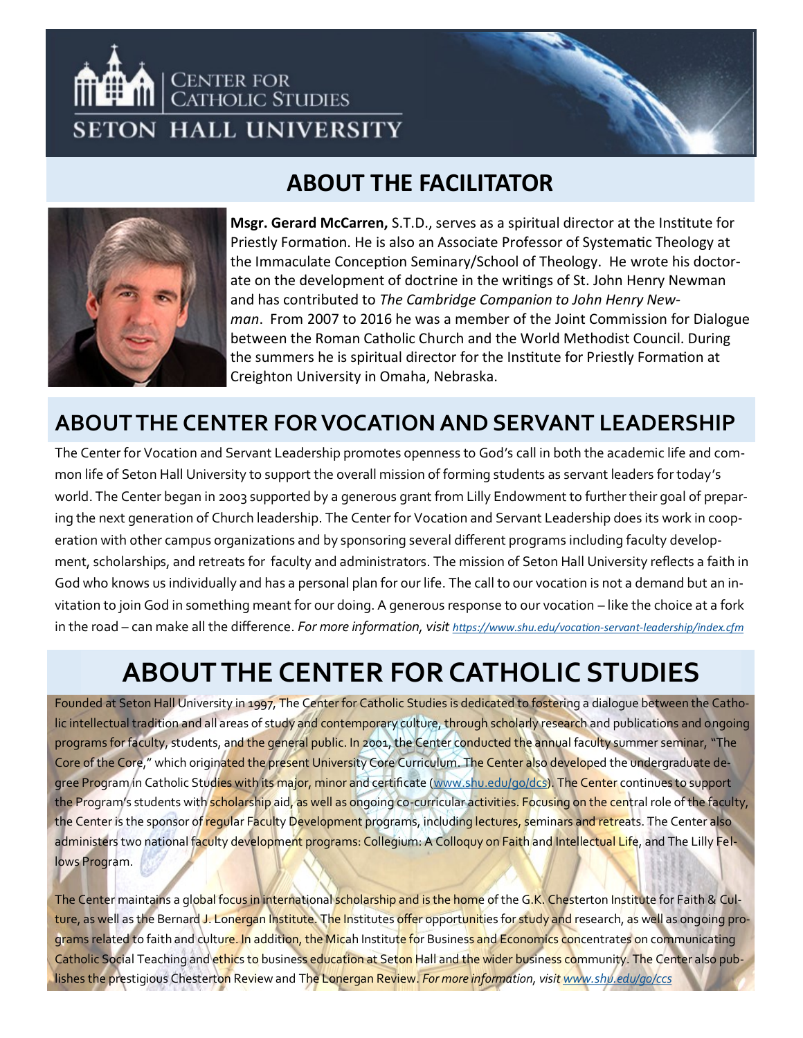CENTER FOR CATHOLIC STUDIES
SETON HALL UNIVERSITY

## ABOUT THE FACILITATOR

**Msgr. Gerard McCarren,** S.T.D., serves as a spiritual director at the Institute for Priestly Formation. He is also an Associate Professor of Systematic Theology at the Immaculate Conception Seminary/School of Theology. He wrote his doctorate on the development of doctrine in the writings of St. John Henry Newman and has contributed to *The Cambridge Companion to John Henry Newman*. From 2007 to 2016 he was a member of the Joint Commission for Dialogue between the Roman Catholic Church and the World Methodist Council. During the summers he is spiritual director for the Institute for Priestly Formation at Creighton University in Omaha, Nebraska.

## ABOUT THE CENTER FOR VOCATION AND SERVANT LEADERSHIP

The Center for Vocation and Servant Leadership promotes openness to God's call in both the academic life and common life of Seton Hall University to support the overall mission of forming students as servant leaders for today's world. The Center began in 2003 supported by a generous grant from Lilly Endowment to further their goal of preparing the next generation of Church leadership. The Center for Vocation and Servant Leadership does its work in cooperation with other campus organizations and by sponsoring several different programs including faculty development, scholarships, and retreats for faculty and administrators. The mission of Seton Hall University reflects a faith in God who knows us individually and has a personal plan for our life. The call to our vocation is not a demand but an invitation to join God in something meant for our doing. A generous response to our vocation – like the choice at a fork in the road – can make all the difference. *For more information, visit* https://www.shu.edu/vocation-servant-leadership/index.cfm

## ABOUT THE CENTER FOR CATHOLIC STUDIES

Founded at Seton Hall University in 1997, The Center for Catholic Studies is dedicated to fostering a dialogue between the Catholic intellectual tradition and all areas of study and contemporary culture, through scholarly research and publications and ongoing programs for faculty, students, and the general public. In 2001, the Center conducted the annual faculty summer seminar, "The Core of the Core," which originated the present University Core Curriculum. The Center also developed the undergraduate degree Program in Catholic Studies with its major, minor and certificate (www.shu.edu/go/dcs). The Center continues to support the Program's students with scholarship aid, as well as ongoing co-curricular activities. Focusing on the central role of the faculty, the Center is the sponsor of regular Faculty Development programs, including lectures, seminars and retreats. The Center also administers two national faculty development programs: Collegium: A Colloquy on Faith and Intellectual Life, and The Lilly Fellows Program.

The Center maintains a global focus in international scholarship and is the home of the G.K. Chesterton Institute for Faith & Culture, as well as the Bernard J. Lonergan Institute. The Institutes offer opportunities for study and research, as well as ongoing programs related to faith and culture. In addition, the Micah Institute for Business and Economics concentrates on communicating Catholic Social Teaching and ethics to business education at Seton Hall and the wider business community. The Center also publishes the prestigious Chesterton Review and The Lonergan Review. *For more information, visit* www.shu.edu/go/ccs